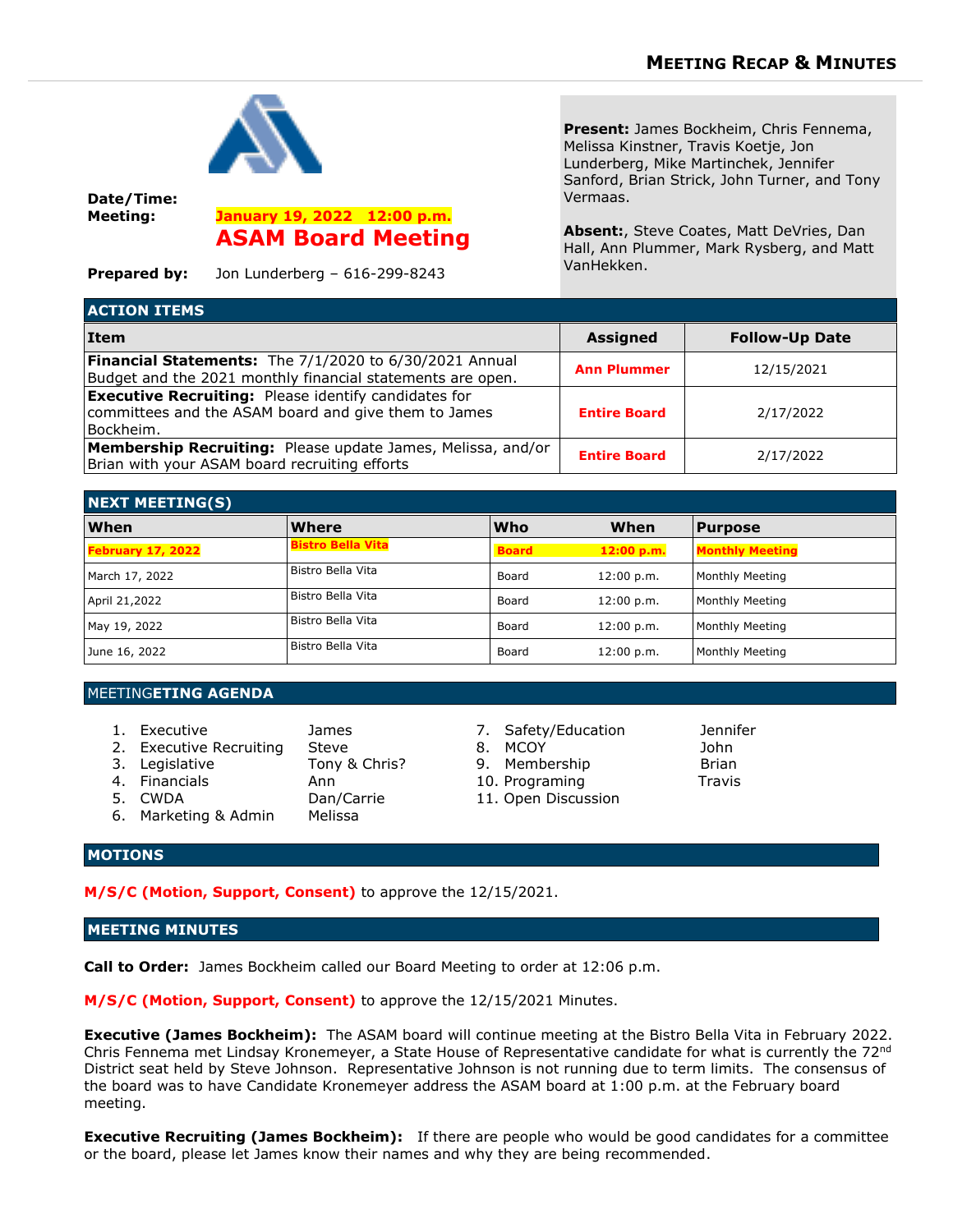# Meeting Recap & Minutes

**Date/Time:** January 19, 2022 12:00 p.m.

**Meeting:** **ASAM Board Meeting**

**Prepared by:** Jon Lunderberg – 616-299-8243

**Present:** James Bockheim, Chris Fennema, Melissa Kinstner, Travis Koetje, Jon Lunderberg, Mike Martinchek, Jennifer Sanford, Brian Strick, John Turner, and Tony Vermaas.

**Absent:**, Steve Coates, Matt DeVries, Dan Hall, Ann Plummer, Mark Rysberg, and Matt VanHekken.

## ACTION ITEMS

| Item | Assigned | Follow-Up Date |
|---|---|---|
| **Financial Statements:** The 7/1/2020 to 6/30/2021 Annual Budget and the 2021 monthly financial statements are open. | **Ann Plummer** | 12/15/2021 |
| **Executive Recruiting:** Please identify candidates for committees and the ASAM board and give them to James Bockheim. | **Entire Board** | 2/17/2022 |
| **Membership Recruiting:** Please update James, Melissa, and/or Brian with your ASAM board recruiting efforts | **Entire Board** | 2/17/2022 |

## NEXT MEETING(S)

| When | Where | Who | When | Purpose |
|---|---|---|---|---|
| **February 17, 2022** | **Bistro Bella Vita** | **Board** | **12:00 p.m.** | **Monthly Meeting** |
| March 17, 2022 | Bistro Bella Vita | Board | 12:00 p.m. | Monthly Meeting |
| April 21,2022 | Bistro Bella Vita | Board | 12:00 p.m. | Monthly Meeting |
| May 19, 2022 | Bistro Bella Vita | Board | 12:00 p.m. | Monthly Meeting |
| June 16, 2022 | Bistro Bella Vita | Board | 12:00 p.m. | Monthly Meeting |

## MEETINGETING AGENDA

1. Executive – James
2. Executive Recruiting – Steve
3. Legislative – Tony & Chris?
4. Financials – Ann
5. CWDA – Dan/Carrie
6. Marketing & Admin – Melissa
7. Safety/Education – Jennifer
8. MCOY – John
9. Membership – Brian
10. Programing – Travis
11. Open Discussion

## MOTIONS

**M/S/C (Motion, Support, Consent)** to approve the 12/15/2021.

## MEETING MINUTES

**Call to Order:** James Bockheim called our Board Meeting to order at 12:06 p.m.

**M/S/C (Motion, Support, Consent)** to approve the 12/15/2021 Minutes.

**Executive (James Bockheim):** The ASAM board will continue meeting at the Bistro Bella Vita in February 2022. Chris Fennema met Lindsay Kronemeyer, a State House of Representative candidate for what is currently the 72nd District seat held by Steve Johnson. Representative Johnson is not running due to term limits. The consensus of the board was to have Candidate Kronemeyer address the ASAM board at 1:00 p.m. at the February board meeting.

**Executive Recruiting (James Bockheim):** If there are people who would be good candidates for a committee or the board, please let James know their names and why they are being recommended.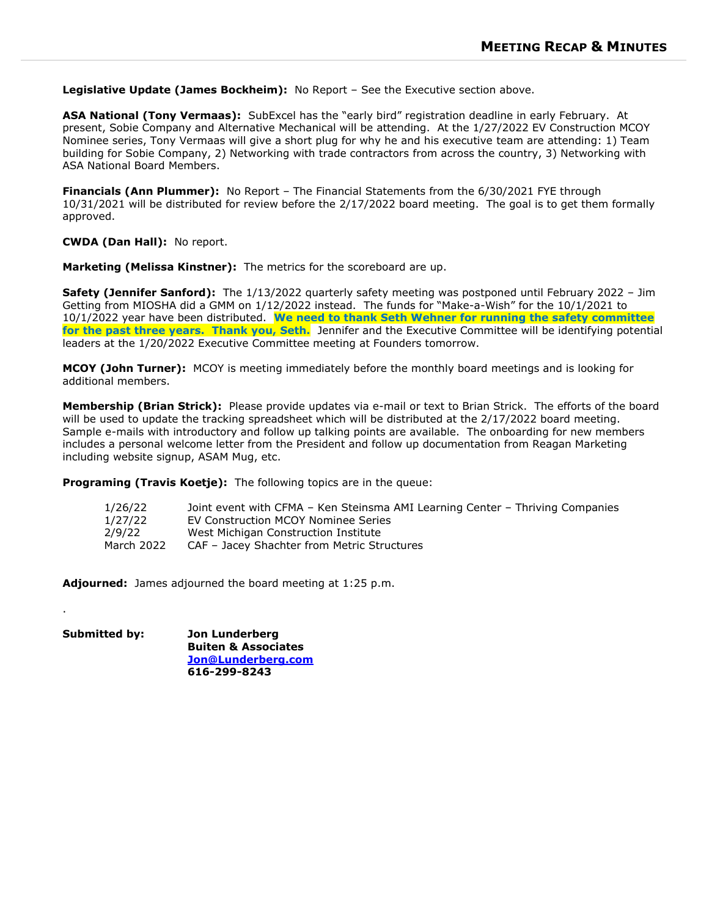**Legislative Update (James Bockheim):** No Report – See the Executive section above.

**ASA National (Tony Vermaas):** SubExcel has the "early bird" registration deadline in early February. At present, Sobie Company and Alternative Mechanical will be attending. At the 1/27/2022 EV Construction MCOY Nominee series, Tony Vermaas will give a short plug for why he and his executive team are attending: 1) Team building for Sobie Company, 2) Networking with trade contractors from across the country, 3) Networking with ASA National Board Members.

**Financials (Ann Plummer):** No Report – The Financial Statements from the 6/30/2021 FYE through 10/31/2021 will be distributed for review before the 2/17/2022 board meeting. The goal is to get them formally approved.

**CWDA (Dan Hall):** No report.

**Marketing (Melissa Kinstner):** The metrics for the scoreboard are up.

**Safety (Jennifer Sanford):** The 1/13/2022 quarterly safety meeting was postponed until February 2022 – Jim Getting from MIOSHA did a GMM on 1/12/2022 instead. The funds for "Make-a-Wish" for the 10/1/2021 to 10/1/2022 year have been distributed. **We need to thank Seth Wehner for running the safety committee for the past three years. Thank you, Seth.** Jennifer and the Executive Committee will be identifying potential leaders at the 1/20/2022 Executive Committee meeting at Founders tomorrow.

**MCOY (John Turner):** MCOY is meeting immediately before the monthly board meetings and is looking for additional members.

**Membership (Brian Strick):** Please provide updates via e-mail or text to Brian Strick. The efforts of the board will be used to update the tracking spreadsheet which will be distributed at the 2/17/2022 board meeting. Sample e-mails with introductory and follow up talking points are available. The onboarding for new members includes a personal welcome letter from the President and follow up documentation from Reagan Marketing including website signup, ASAM Mug, etc.

**Programing (Travis Koetje):** The following topics are in the queue:

| | |
|---|---|
| 1/26/22 | Joint event with CFMA – Ken Steinsma AMI Learning Center – Thriving Companies |
| 1/27/22 | EV Construction MCOY Nominee Series |
| 2/9/22 | West Michigan Construction Institute |
| March 2022 | CAF – Jacey Shachter from Metric Structures |

**Adjourned:** James adjourned the board meeting at 1:25 p.m.

.

**Submitted by:** **Jon Lunderberg**
**Buiten & Associates**
**Jon@Lunderberg.com**
**616-299-8243**